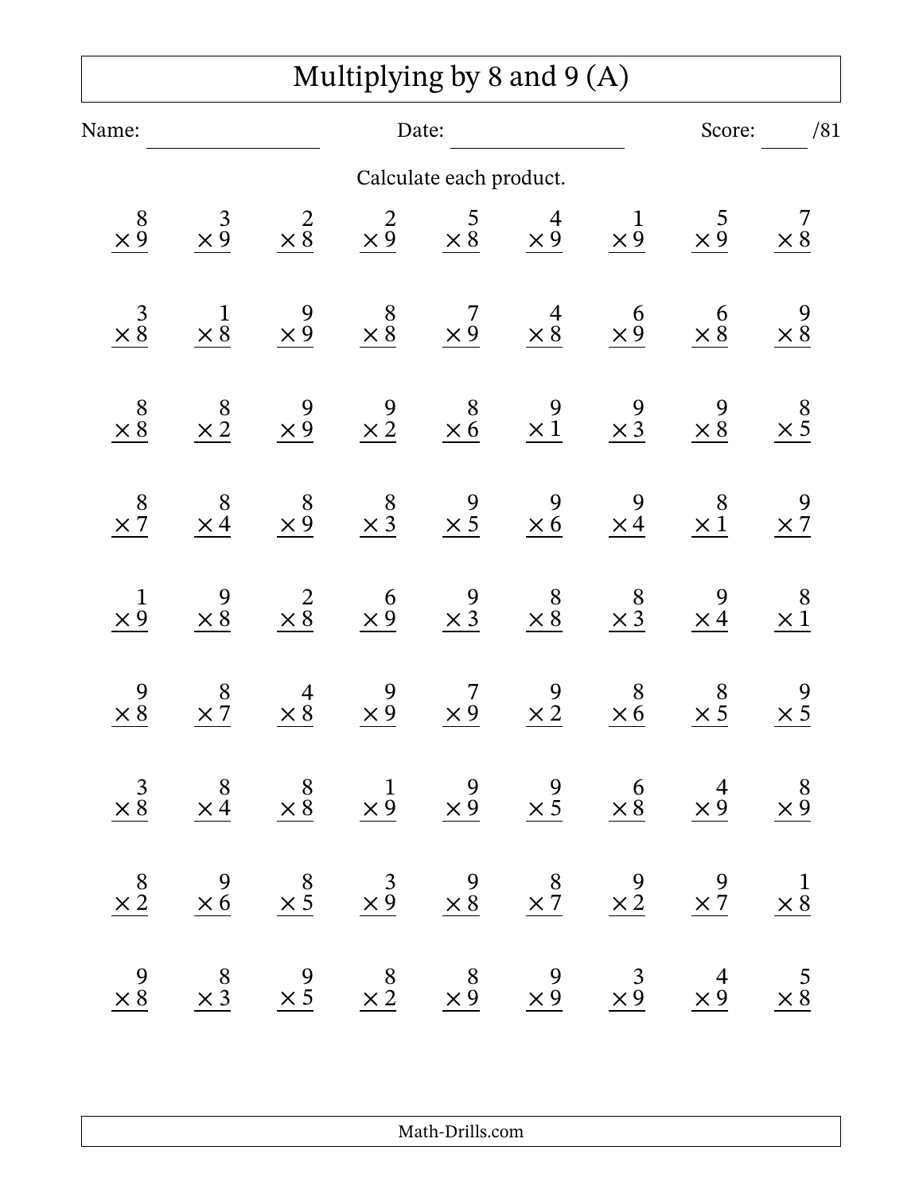# Multiplying by 8 and 9 (A)

Name: ____________ Date: ____________ Score: ____ /81

Calculate each product.

| | | | | | | | | |
|---|---|---|---|---|---|---|---|---|
| $8 \times 9$ | $3 \times 9$ | $2 \times 8$ | $2 \times 9$ | $5 \times 8$ | $4 \times 9$ | $1 \times 9$ | $5 \times 9$ | $7 \times 8$ |
| $3 \times 8$ | $1 \times 8$ | $9 \times 9$ | $8 \times 8$ | $7 \times 9$ | $4 \times 8$ | $6 \times 9$ | $6 \times 8$ | $9 \times 8$ |
| $8 \times 8$ | $8 \times 2$ | $9 \times 9$ | $9 \times 2$ | $8 \times 6$ | $9 \times 1$ | $9 \times 3$ | $9 \times 8$ | $8 \times 5$ |
| $8 \times 7$ | $8 \times 4$ | $8 \times 9$ | $8 \times 3$ | $9 \times 5$ | $9 \times 6$ | $9 \times 4$ | $8 \times 1$ | $9 \times 7$ |
| $1 \times 9$ | $9 \times 8$ | $2 \times 8$ | $6 \times 9$ | $9 \times 3$ | $8 \times 8$ | $8 \times 3$ | $9 \times 4$ | $8 \times 1$ |
| $9 \times 8$ | $8 \times 7$ | $4 \times 8$ | $9 \times 9$ | $7 \times 9$ | $9 \times 2$ | $8 \times 6$ | $8 \times 5$ | $9 \times 5$ |
| $3 \times 8$ | $8 \times 4$ | $8 \times 8$ | $1 \times 9$ | $9 \times 9$ | $9 \times 5$ | $6 \times 8$ | $4 \times 9$ | $8 \times 9$ |
| $8 \times 2$ | $9 \times 6$ | $8 \times 5$ | $3 \times 9$ | $9 \times 8$ | $8 \times 7$ | $9 \times 2$ | $9 \times 7$ | $1 \times 8$ |
| $9 \times 8$ | $8 \times 3$ | $9 \times 5$ | $8 \times 2$ | $8 \times 9$ | $9 \times 9$ | $3 \times 9$ | $4 \times 9$ | $5 \times 8$ |

Math-Drills.com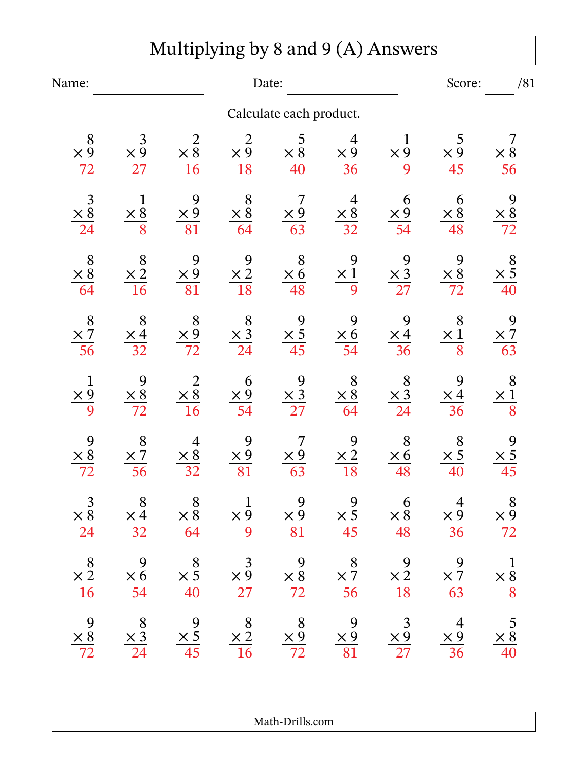# Multiplying by 8 and 9 (A) Answers

Name: ________________ Date: ________________ Score: ____ /81

Calculate each product.

| | | | | | | | | |
|---|---|---|---|---|---|---|---|---|
| $8 \times 9 = 72$ | $3 \times 9 = 27$ | $2 \times 8 = 16$ | $2 \times 9 = 18$ | $5 \times 8 = 40$ | $4 \times 9 = 36$ | $1 \times 9 = 9$ | $5 \times 9 = 45$ | $7 \times 8 = 56$ |
| $3 \times 8 = 24$ | $1 \times 8 = 8$ | $9 \times 9 = 81$ | $8 \times 8 = 64$ | $7 \times 9 = 63$ | $4 \times 8 = 32$ | $6 \times 9 = 54$ | $6 \times 8 = 48$ | $9 \times 8 = 72$ |
| $8 \times 8 = 64$ | $8 \times 2 = 16$ | $9 \times 9 = 81$ | $9 \times 2 = 18$ | $8 \times 6 = 48$ | $9 \times 1 = 9$ | $9 \times 3 = 27$ | $9 \times 8 = 72$ | $8 \times 5 = 40$ |
| $8 \times 7 = 56$ | $8 \times 4 = 32$ | $8 \times 9 = 72$ | $8 \times 3 = 24$ | $9 \times 5 = 45$ | $9 \times 6 = 54$ | $9 \times 4 = 36$ | $8 \times 1 = 8$ | $9 \times 7 = 63$ |
| $1 \times 9 = 9$ | $9 \times 8 = 72$ | $2 \times 8 = 16$ | $6 \times 9 = 54$ | $9 \times 3 = 27$ | $8 \times 8 = 64$ | $8 \times 3 = 24$ | $9 \times 4 = 36$ | $8 \times 1 = 8$ |
| $9 \times 8 = 72$ | $8 \times 7 = 56$ | $4 \times 8 = 32$ | $9 \times 9 = 81$ | $7 \times 9 = 63$ | $9 \times 2 = 18$ | $8 \times 6 = 48$ | $8 \times 5 = 40$ | $9 \times 5 = 45$ |
| $3 \times 8 = 24$ | $8 \times 4 = 32$ | $8 \times 8 = 64$ | $1 \times 9 = 9$ | $9 \times 9 = 81$ | $9 \times 5 = 45$ | $6 \times 8 = 48$ | $4 \times 9 = 36$ | $8 \times 9 = 72$ |
| $8 \times 2 = 16$ | $9 \times 6 = 54$ | $8 \times 5 = 40$ | $3 \times 9 = 27$ | $9 \times 8 = 72$ | $8 \times 7 = 56$ | $9 \times 2 = 18$ | $9 \times 7 = 63$ | $1 \times 8 = 8$ |
| $9 \times 8 = 72$ | $8 \times 3 = 24$ | $9 \times 5 = 45$ | $8 \times 2 = 16$ | $8 \times 9 = 72$ | $9 \times 9 = 81$ | $3 \times 9 = 27$ | $4 \times 9 = 36$ | $5 \times 8 = 40$ |

Math-Drills.com